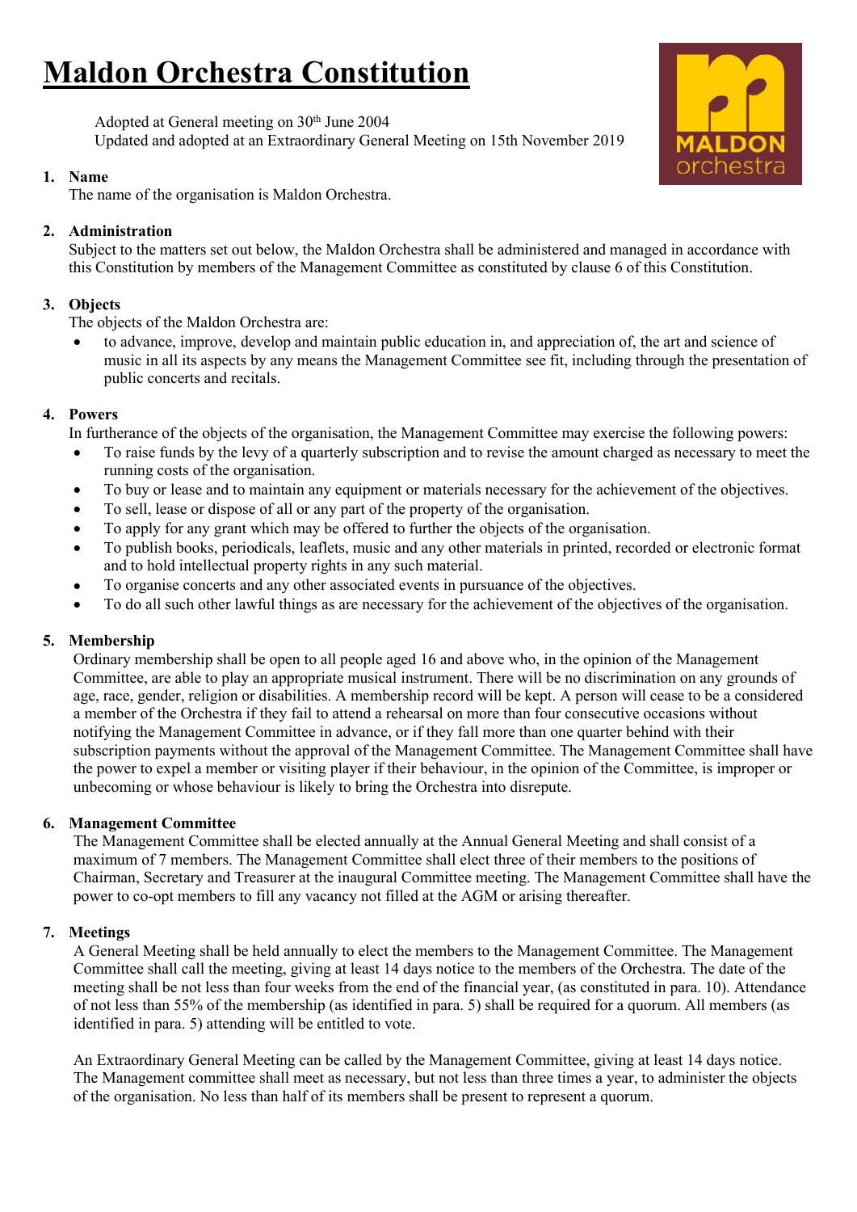# Maldon Orchestra Constitution

Adopted at General meeting on 30th June 2004
Updated and adopted at an Extraordinary General Meeting on 15th November 2019

1. **Name**
   The name of the organisation is Maldon Orchestra.

2. **Administration**
   Subject to the matters set out below, the Maldon Orchestra shall be administered and managed in accordance with this Constitution by members of the Management Committee as constituted by clause 6 of this Constitution.

3. **Objects**
   The objects of the Maldon Orchestra are:
   - to advance, improve, develop and maintain public education in, and appreciation of, the art and science of music in all its aspects by any means the Management Committee see fit, including through the presentation of public concerts and recitals.

4. **Powers**
   In furtherance of the objects of the organisation, the Management Committee may exercise the following powers:
   - To raise funds by the levy of a quarterly subscription and to revise the amount charged as necessary to meet the running costs of the organisation.
   - To buy or lease and to maintain any equipment or materials necessary for the achievement of the objectives.
   - To sell, lease or dispose of all or any part of the property of the organisation.
   - To apply for any grant which may be offered to further the objects of the organisation.
   - To publish books, periodicals, leaflets, music and any other materials in printed, recorded or electronic format and to hold intellectual property rights in any such material.
   - To organise concerts and any other associated events in pursuance of the objectives.
   - To do all such other lawful things as are necessary for the achievement of the objectives of the organisation.

5. **Membership**
   Ordinary membership shall be open to all people aged 16 and above who, in the opinion of the Management Committee, are able to play an appropriate musical instrument. There will be no discrimination on any grounds of age, race, gender, religion or disabilities. A membership record will be kept. A person will cease to be a considered a member of the Orchestra if they fail to attend a rehearsal on more than four consecutive occasions without notifying the Management Committee in advance, or if they fall more than one quarter behind with their subscription payments without the approval of the Management Committee. The Management Committee shall have the power to expel a member or visiting player if their behaviour, in the opinion of the Committee, is improper or unbecoming or whose behaviour is likely to bring the Orchestra into disrepute.

6. **Management Committee**
   The Management Committee shall be elected annually at the Annual General Meeting and shall consist of a maximum of 7 members. The Management Committee shall elect three of their members to the positions of Chairman, Secretary and Treasurer at the inaugural Committee meeting. The Management Committee shall have the power to co-opt members to fill any vacancy not filled at the AGM or arising thereafter.

7. **Meetings**
   A General Meeting shall be held annually to elect the members to the Management Committee. The Management Committee shall call the meeting, giving at least 14 days notice to the members of the Orchestra. The date of the meeting shall be not less than four weeks from the end of the financial year, (as constituted in para. 10). Attendance of not less than 55% of the membership (as identified in para. 5) shall be required for a quorum. All members (as identified in para. 5) attending will be entitled to vote.

   An Extraordinary General Meeting can be called by the Management Committee, giving at least 14 days notice. The Management committee shall meet as necessary, but not less than three times a year, to administer the objects of the organisation. No less than half of its members shall be present to represent a quorum.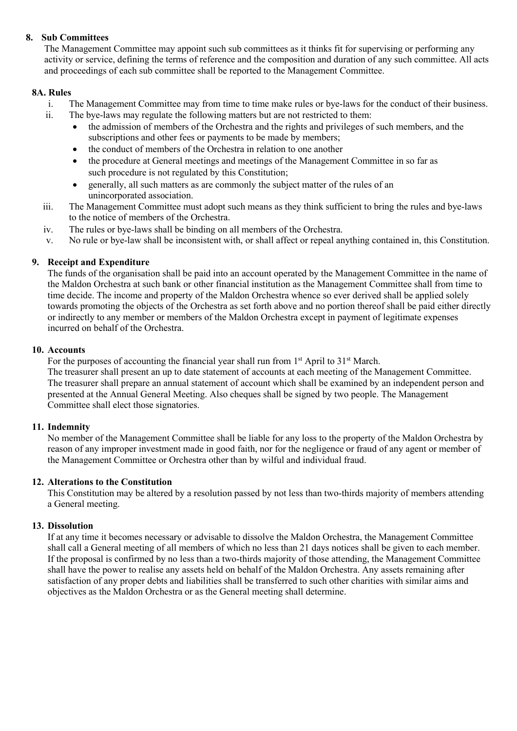**8. Sub Committees**

The Management Committee may appoint such sub committees as it thinks fit for supervising or performing any activity or service, defining the terms of reference and the composition and duration of any such committee. All acts and proceedings of each sub committee shall be reported to the Management Committee.

**8A. Rules**

i. The Management Committee may from time to time make rules or bye-laws for the conduct of their business.

ii. The bye-laws may regulate the following matters but are not restricted to them:
   - the admission of members of the Orchestra and the rights and privileges of such members, and the subscriptions and other fees or payments to be made by members;
   - the conduct of members of the Orchestra in relation to one another
   - the procedure at General meetings and meetings of the Management Committee in so far as such procedure is not regulated by this Constitution;
   - generally, all such matters as are commonly the subject matter of the rules of an unincorporated association.

iii. The Management Committee must adopt such means as they think sufficient to bring the rules and bye-laws to the notice of members of the Orchestra.

iv. The rules or bye-laws shall be binding on all members of the Orchestra.

v. No rule or bye-law shall be inconsistent with, or shall affect or repeal anything contained in, this Constitution.

**9. Receipt and Expenditure**

The funds of the organisation shall be paid into an account operated by the Management Committee in the name of the Maldon Orchestra at such bank or other financial institution as the Management Committee shall from time to time decide. The income and property of the Maldon Orchestra whence so ever derived shall be applied solely towards promoting the objects of the Orchestra as set forth above and no portion thereof shall be paid either directly or indirectly to any member or members of the Maldon Orchestra except in payment of legitimate expenses incurred on behalf of the Orchestra.

**10. Accounts**

For the purposes of accounting the financial year shall run from 1st April to 31st March.
The treasurer shall present an up to date statement of accounts at each meeting of the Management Committee. The treasurer shall prepare an annual statement of account which shall be examined by an independent person and presented at the Annual General Meeting. Also cheques shall be signed by two people. The Management Committee shall elect those signatories.

**11. Indemnity**

No member of the Management Committee shall be liable for any loss to the property of the Maldon Orchestra by reason of any improper investment made in good faith, nor for the negligence or fraud of any agent or member of the Management Committee or Orchestra other than by wilful and individual fraud.

**12. Alterations to the Constitution**

This Constitution may be altered by a resolution passed by not less than two-thirds majority of members attending a General meeting.

**13. Dissolution**

If at any time it becomes necessary or advisable to dissolve the Maldon Orchestra, the Management Committee shall call a General meeting of all members of which no less than 21 days notices shall be given to each member. If the proposal is confirmed by no less than a two-thirds majority of those attending, the Management Committee shall have the power to realise any assets held on behalf of the Maldon Orchestra. Any assets remaining after satisfaction of any proper debts and liabilities shall be transferred to such other charities with similar aims and objectives as the Maldon Orchestra or as the General meeting shall determine.